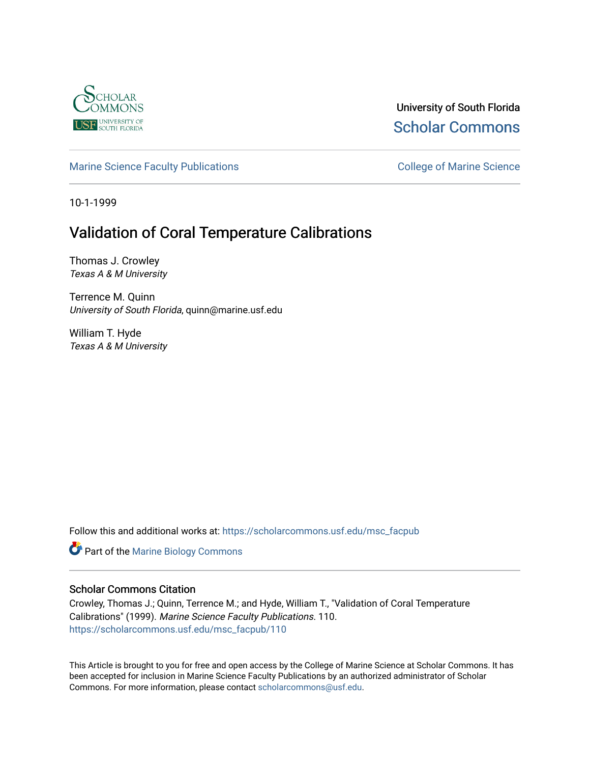University of South Florida

Scholar Commons

Marine Science Faculty Publications

College of Marine Science

10-1-1999

# Validation of Coral Temperature Calibrations

Thomas J. Crowley
*Texas A & M University*

Terrence M. Quinn
*University of South Florida*, quinn@marine.usf.edu

William T. Hyde
*Texas A & M University*

Follow this and additional works at: https://scholarcommons.usf.edu/msc_facpub

Part of the Marine Biology Commons

## Scholar Commons Citation

Crowley, Thomas J.; Quinn, Terrence M.; and Hyde, William T., "Validation of Coral Temperature Calibrations" (1999). *Marine Science Faculty Publications*. 110.
https://scholarcommons.usf.edu/msc_facpub/110

This Article is brought to you for free and open access by the College of Marine Science at Scholar Commons. It has been accepted for inclusion in Marine Science Faculty Publications by an authorized administrator of Scholar Commons. For more information, please contact scholarcommons@usf.edu.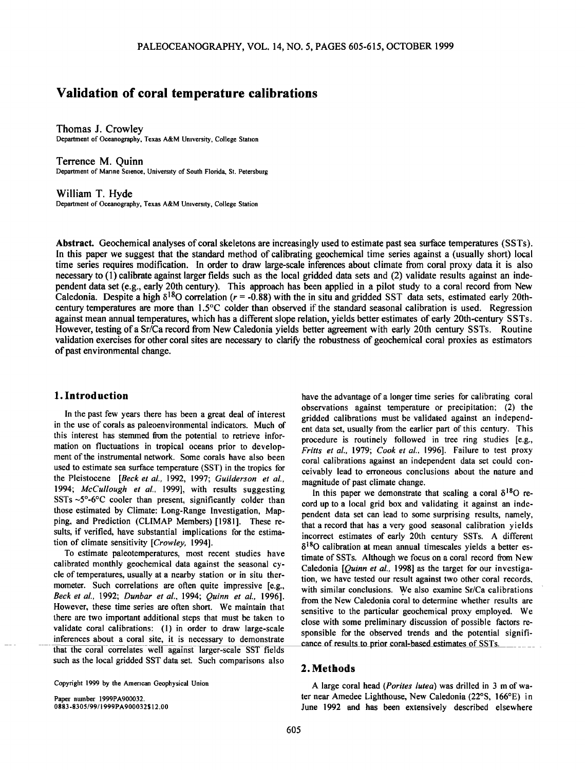# Validation of coral temperature calibrations

Thomas J. Crowley
Department of Oceanography, Texas A&M University, College Station

Terrence M. Quinn
Department of Marine Science, University of South Florida, St. Petersburg

William T. Hyde
Department of Oceanography, Texas A&M University, College Station

**Abstract.** Geochemical analyses of coral skeletons are increasingly used to estimate past sea surface temperatures (SSTs). In this paper we suggest that the standard method of calibrating geochemical time series against a (usually short) local time series requires modification. In order to draw large-scale inferences about climate from coral proxy data it is also necessary to (1) calibrate against larger fields such as the local gridded data sets and (2) validate results against an independent data set (e.g., early 20th century). This approach has been applied in a pilot study to a coral record from New Caledonia. Despite a high $\delta^{18}O$ correlation ($r = -0.88$) with the in situ and gridded SST data sets, estimated early 20th-century temperatures are more than 1.5°C colder than observed if the standard seasonal calibration is used. Regression against mean annual temperatures, which has a different slope relation, yields better estimates of early 20th-century SSTs. However, testing of a Sr/Ca record from New Caledonia yields better agreement with early 20th century SSTs. Routine validation exercises for other coral sites are necessary to clarify the robustness of geochemical coral proxies as estimators of past environmental change.

## 1. Introduction

In the past few years there has been a great deal of interest in the use of corals as paleoenvironmental indicators. Much of this interest has stemmed from the potential to retrieve information on fluctuations in tropical oceans prior to development of the instrumental network. Some corals have also been used to estimate sea surface temperature (SST) in the tropics for the Pleistocene [*Beck et al.*, 1992, 1997; *Guilderson et al.*, 1994; *McCullough et al.*, 1999], with results suggesting SSTs ~5°-6°C cooler than present, significantly colder than those estimated by Climate: Long-Range Investigation, Mapping, and Prediction (CLIMAP Members) [1981]. These results, if verified, have substantial implications for the estimation of climate sensitivity [*Crowley,* 1994].

To estimate paleotemperatures, most recent studies have calibrated monthly geochemical data against the seasonal cycle of temperatures, usually at a nearby station or in situ thermometer. Such correlations are often quite impressive [e.g., *Beck et al.*, 1992; *Dunbar et al.*, 1994; *Quinn et al.*, 1996]. However, these time series are often short. We maintain that there are two important additional steps that must be taken to validate coral calibrations: (1) in order to draw large-scale inferences about a coral site, it is necessary to demonstrate that the coral correlates well against larger-scale SST fields such as the local gridded SST data set. Such comparisons also have the advantage of a longer time series for calibrating coral observations against temperature or precipitation; (2) the gridded calibrations must be validated against an independent data set, usually from the earlier part of this century. This procedure is routinely followed in tree ring studies [e.g., *Fritts et al.*, 1979; *Cook et al.*, 1996]. Failure to test proxy coral calibrations against an independent data set could conceivably lead to erroneous conclusions about the nature and magnitude of past climate change.

In this paper we demonstrate that scaling a coral $\delta^{18}O$ record up to a local grid box and validating it against an independent data set can lead to some surprising results, namely, that a record that has a very good seasonal calibration yields incorrect estimates of early 20th century SSTs. A different $\delta^{18}O$ calibration at mean annual timescales yields a better estimate of SSTs. Although we focus on a coral record from New Caledonia [*Quinn et al.*, 1998] as the target for our investigation, we have tested our result against two other coral records, with similar conclusions. We also examine Sr/Ca calibrations from the New Caledonia coral to determine whether results are sensitive to the particular geochemical proxy employed. We close with some preliminary discussion of possible factors responsible for the observed trends and the potential significance of results to prior coral-based estimates of SSTs.

## 2. Methods

A large coral head (*Porites lutea*) was drilled in 3 m of water near Amedee Lighthouse, New Caledonia (22°S, 166°E) in June 1992 and has been extensively described elsewhere

Copyright 1999 by the American Geophysical Union

Paper number 1999PA900032.
0883-8305/99/1999PA900032$12.00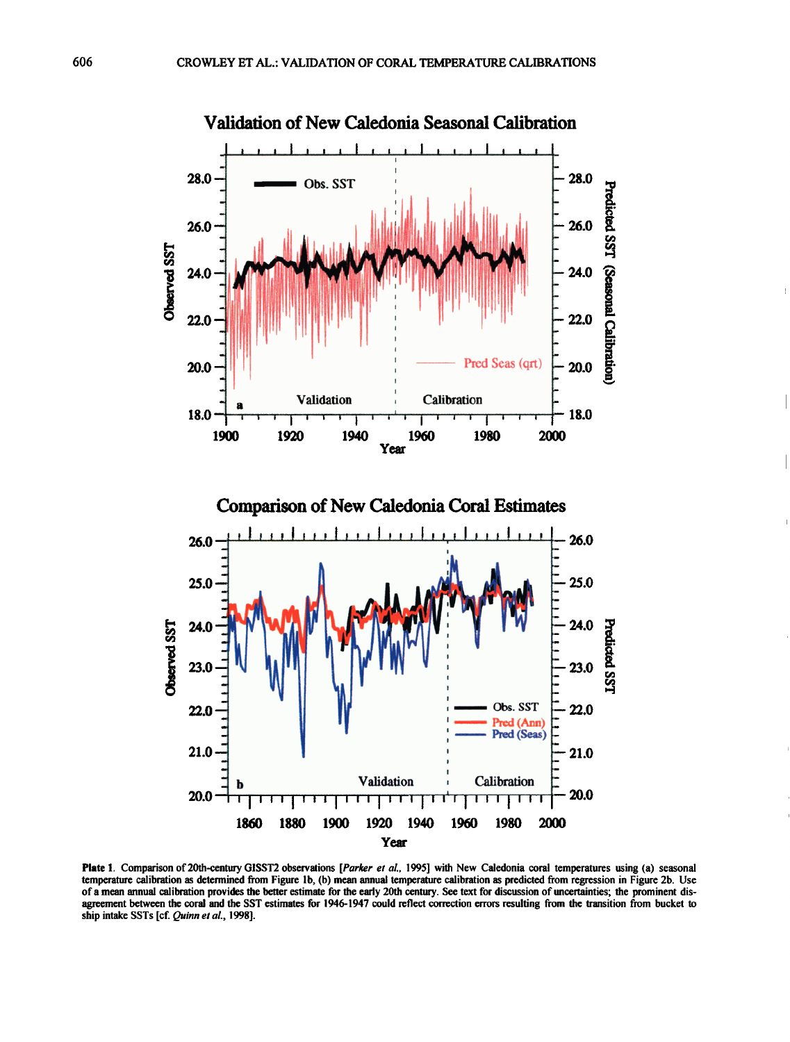Plate 1. Comparison of 20th-century GISST2 observations [*Parker et al.*, 1995] with New Caledonia coral temperatures using (a) seasonal temperature calibration as determined from Figure 1b, (b) mean annual temperature calibration as predicted from regression in Figure 2b. Use of a mean annual calibration provides the better estimate for the early 20th century. See text for discussion of uncertainties; the prominent disagreement between the coral and the SST estimates for 1946-1947 could reflect correction errors resulting from the transition from bucket to ship intake SSTs [cf. *Quinn et al.*, 1998].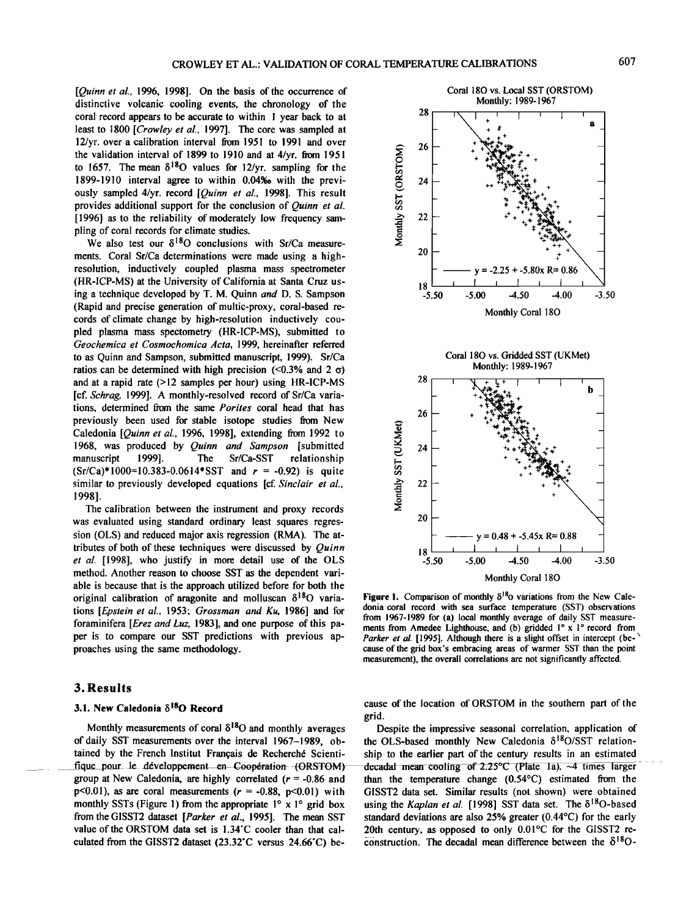[*Quinn et al.*, 1996, 1998]. On the basis of the occurrence of distinctive volcanic cooling events, the chronology of the coral record appears to be accurate to within 1 year back to at least to 1800 [*Crowley et al.*, 1997]. The core was sampled at 12/yr. over a calibration interval from 1951 to 1991 and over the validation interval of 1899 to 1910 and at 4/yr. from 1951 to 1657. The mean $\delta^{18}O$ values for 12/yr. sampling for the 1899-1910 interval agree to within 0.04‰ with the previously sampled 4/yr. record [*Quinn et al.*, 1998]. This result provides additional support for the conclusion of *Quinn et al.* [1996] as to the reliability of moderately low frequency sampling of coral records for climate studies.

We also test our $\delta^{18}O$ conclusions with Sr/Ca measurements. Coral Sr/Ca determinations were made using a high-resolution, inductively coupled plasma mass spectrometer (HR-ICP-MS) at the University of California at Santa Cruz using a technique developed by T. M. Quinn *and* D. S. Sampson (Rapid and precise generation of multic-proxy, coral-based records of climate change by high-resolution inductively coupled plasma mass spectrometry (HR-ICP-MS), submitted to *Geochemica et Cosmochomica Acta*, 1999, hereinafter referred to as Quinn and Sampson, submitted manuscript, 1999). Sr/Ca ratios can be determined with high precision (<0.3% and 2 $\sigma$) and at a rapid rate (>12 samples per hour) using HR-ICP-MS [cf. *Schrag*, 1999]. A monthly-resolved record of Sr/Ca variations, determined from the same *Porites* coral head that has previously been used for stable isotope studies from New Caledonia [*Quinn et al.*, 1996, 1998], extending from 1992 to 1968, was produced by *Quinn and Sampson* [submitted manuscript 1999]. The Sr/Ca-SST relationship $(Sr/Ca)*1000=10.383-0.0614*SST$ and $r = -0.92$) is quite similar to previously developed equations [cf. *Sinclair et al.*, 1998].

The calibration between the instrument and proxy records was evaluated using standard ordinary least squares regression (OLS) and reduced major axis regression (RMA). The attributes of both of these techniques were discussed by *Quinn et al.* [1998], who justify in more detail use of the OLS method. Another reason to choose SST as the dependent variable is because that is the approach utilized before for both the original calibration of aragonite and molluscan $\delta^{18}O$ variations [*Epstein et al.*, 1953; *Grossman and Ku*, 1986] and for foraminifera [*Erez and Luz*, 1983], and one purpose of this paper is to compare our SST predictions with previous approaches using the same methodology.

**Figure 1.** Comparison of monthly $\delta^{18}O$ variations from the New Caledonia coral record with sea surface temperature (SST) observations from 1967-1989 for (a) local monthly average of daily SST measurements from Amedee Lighthouse, and (b) gridded 1° x 1° record from *Parker et al.* [1995]. Although there is a slight offset in intercept (because of the grid box's embracing areas of warmer SST than the point measurement), the overall correlations are not significantly affected.

## 3. Results

### 3.1. New Caledonia $\delta^{18}O$ Record

Monthly measurements of coral $\delta^{18}O$ and monthly averages of daily SST measurements over the interval 1967–1989, obtained by the French Institut Français de Recherché Scientifique pour le développement en Coopération (ORSTOM) group at New Caledonia, are highly correlated ($r = -0.86$ and $p<0.01$), as are coral measurements ($r = -0.88$, $p<0.01$) with monthly SSTs (Figure 1) from the appropriate 1° x 1° grid box from the GISST2 dataset [*Parker et al.*, 1995]. The mean SST value of the ORSTOM data set is 1.34°C cooler than that calculated from the GISST2 dataset (23.32°C versus 24.66°C) because of the location of ORSTOM in the southern part of the grid.

Despite the impressive seasonal correlation, application of the OLS-based monthly New Caledonia $\delta^{18}O$/SST relationship to the earlier part of the century results in an estimated decadal mean cooling of 2.25°C (Plate 1a), ~4 times larger than the temperature change (0.54°C) estimated from the GISST2 data set. Similar results (not shown) were obtained using the *Kaplan et al.* [1998] SST data set. The $\delta^{18}O$-based standard deviations are also 25% greater (0.44°C) for the early 20th century, as opposed to only 0.01°C for the GISST2 reconstruction. The decadal mean difference between the $\delta^{18}O$-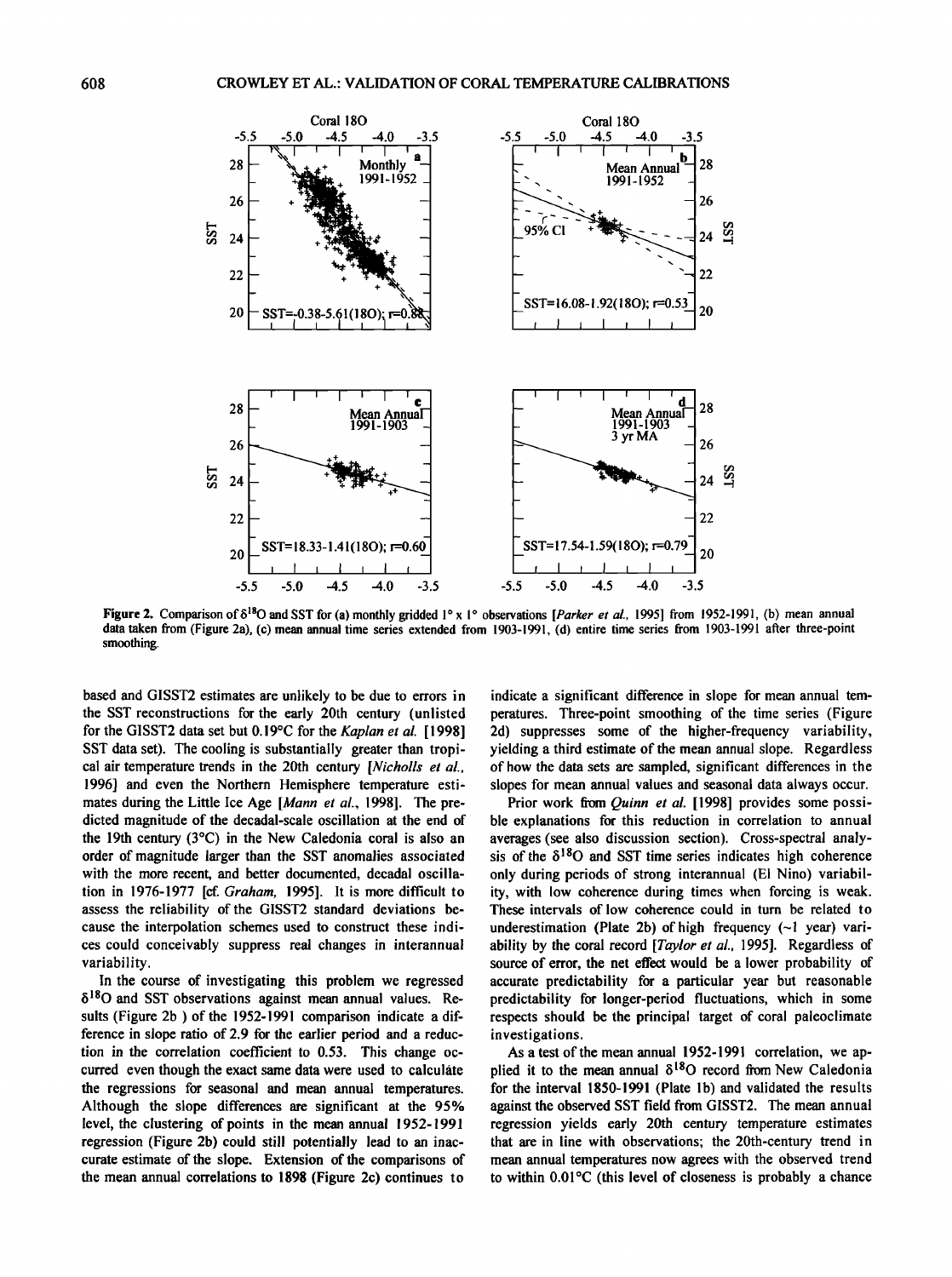Figure 2. Comparison of $\delta^{18}O$ and SST for (a) monthly gridded 1° x 1° observations [*Parker et al.*, 1995] from 1952-1991, (b) mean annual data taken from (Figure 2a), (c) mean annual time series extended from 1903-1991, (d) entire time series from 1903-1991 after three-point smoothing.

based and GISST2 estimates are unlikely to be due to errors in the SST reconstructions for the early 20th century (unlisted for the GISST2 data set but 0.19°C for the *Kaplan et al.* [1998] SST data set). The cooling is substantially greater than tropical air temperature trends in the 20th century [*Nicholls et al.*, 1996] and even the Northern Hemisphere temperature estimates during the Little Ice Age [*Mann et al.*, 1998]. The predicted magnitude of the decadal-scale oscillation at the end of the 19th century (3°C) in the New Caledonia coral is also an order of magnitude larger than the SST anomalies associated with the more recent, and better documented, decadal oscillation in 1976-1977 [cf. *Graham*, 1995]. It is more difficult to assess the reliability of the GISST2 standard deviations because the interpolation schemes used to construct these indices could conceivably suppress real changes in interannual variability.

In the course of investigating this problem we regressed $\delta^{18}O$ and SST observations against mean annual values. Results (Figure 2b ) of the 1952-1991 comparison indicate a difference in slope ratio of 2.9 for the earlier period and a reduction in the correlation coefficient to 0.53. This change occurred even though the exact same data were used to calculate the regressions for seasonal and mean annual temperatures. Although the slope differences are significant at the 95% level, the clustering of points in the mean annual 1952-1991 regression (Figure 2b) could still potentially lead to an inaccurate estimate of the slope. Extension of the comparisons of the mean annual correlations to 1898 (Figure 2c) continues to indicate a significant difference in slope for mean annual temperatures. Three-point smoothing of the time series (Figure 2d) suppresses some of the higher-frequency variability, yielding a third estimate of the mean annual slope. Regardless of how the data sets are sampled, significant differences in the slopes for mean annual values and seasonal data always occur.

Prior work from *Quinn et al.* [1998] provides some possible explanations for this reduction in correlation to annual averages (see also discussion section). Cross-spectral analysis of the $\delta^{18}O$ and SST time series indicates high coherence only during periods of strong interannual (El Nino) variability, with low coherence during times when forcing is weak. These intervals of low coherence could in turn be related to underestimation (Plate 2b) of high frequency (~1 year) variability by the coral record [*Taylor et al.*, 1995]. Regardless of source of error, the net effect would be a lower probability of accurate predictability for a particular year but reasonable predictability for longer-period fluctuations, which in some respects should be the principal target of coral paleoclimate investigations.

As a test of the mean annual 1952-1991 correlation, we applied it to the mean annual $\delta^{18}O$ record from New Caledonia for the interval 1850-1991 (Plate 1b) and validated the results against the observed SST field from GISST2. The mean annual regression yields early 20th century temperature estimates that are in line with observations; the 20th-century trend in mean annual temperatures now agrees with the observed trend to within 0.01°C (this level of closeness is probably a chance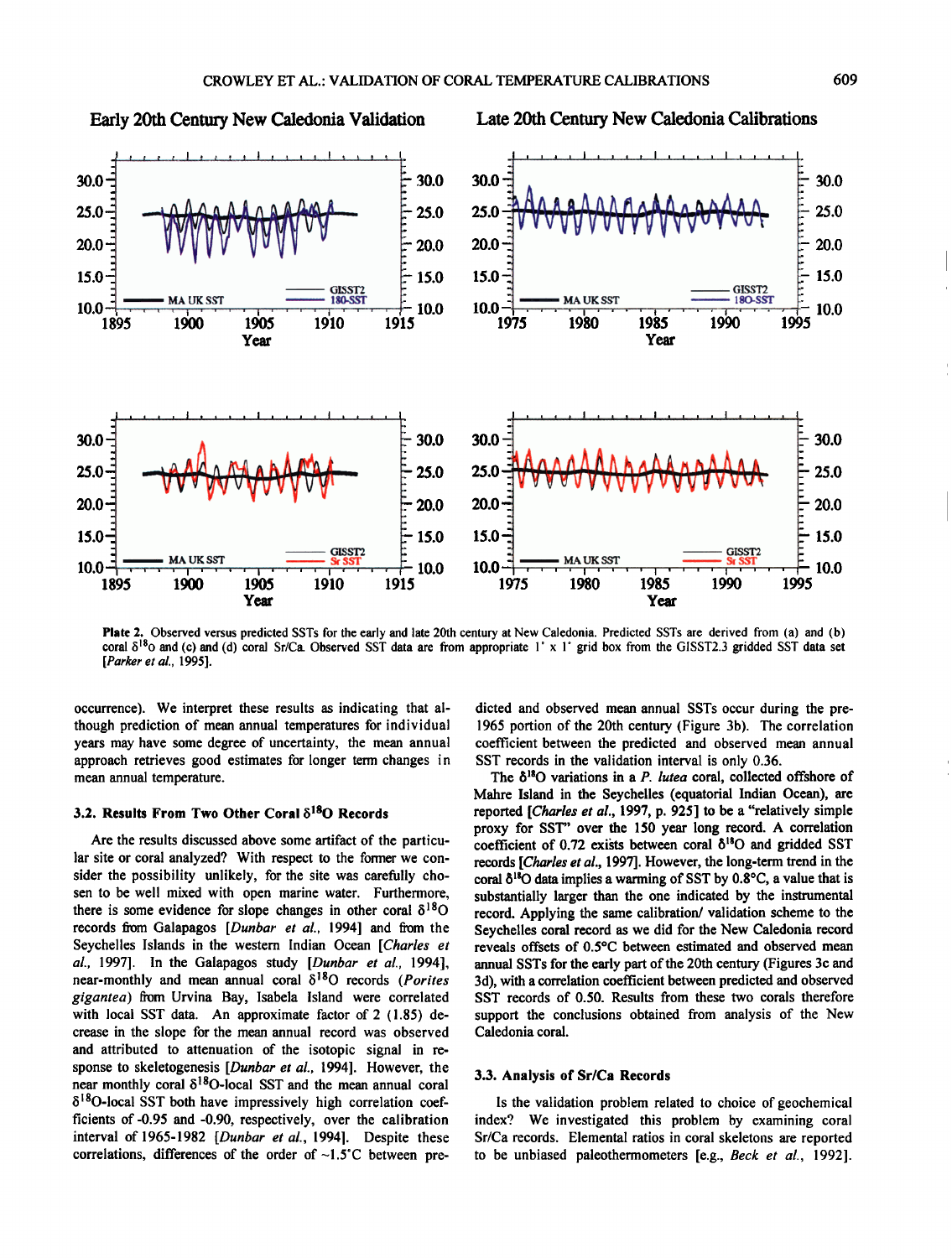Plate 2. Observed versus predicted SSTs for the early and late 20th century at New Caledonia. Predicted SSTs are derived from (a) and (b) coral $\delta^{18}O$ and (c) and (d) coral Sr/Ca. Observed SST data are from appropriate 1° x 1° grid box from the GISST2.3 gridded SST data set [*Parker et al.*, 1995].

occurrence). We interpret these results as indicating that although prediction of mean annual temperatures for individual years may have some degree of uncertainty, the mean annual approach retrieves good estimates for longer term changes in mean annual temperature.

### 3.2. Results From Two Other Coral $\delta^{18}O$ Records

Are the results discussed above some artifact of the particular site or coral analyzed? With respect to the former we consider the possibility unlikely, for the site was carefully chosen to be well mixed with open marine water. Furthermore, there is some evidence for slope changes in other coral $\delta^{18}O$ records from Galapagos [*Dunbar et al.*, 1994] and from the Seychelles Islands in the western Indian Ocean [*Charles et al.*, 1997]. In the Galapagos study [*Dunbar et al.*, 1994], near-monthly and mean annual coral $\delta^{18}O$ records (*Porites gigantea*) from Urvina Bay, Isabela Island were correlated with local SST data. An approximate factor of 2 (1.85) decrease in the slope for the mean annual record was observed and attributed to attenuation of the isotopic signal in response to skeletogenesis [*Dunbar et al.*, 1994]. However, the near monthly coral $\delta^{18}O$-local SST and the mean annual coral $\delta^{18}O$-local SST both have impressively high correlation coefficients of -0.95 and -0.90, respectively, over the calibration interval of 1965-1982 [*Dunbar et al.*, 1994]. Despite these correlations, differences of the order of ~1.5°C between predicted and observed mean annual SSTs occur during the pre-1965 portion of the 20th century (Figure 3b). The correlation coefficient between the predicted and observed mean annual SST records in the validation interval is only 0.36.

The $\delta^{18}O$ variations in a *P. lutea* coral, collected offshore of Mahre Island in the Seychelles (equatorial Indian Ocean), are reported [*Charles et al.*, 1997, p. 925] to be a "relatively simple proxy for SST" over the 150 year long record. A correlation coefficient of 0.72 exists between coral $\delta^{18}O$ and gridded SST records [*Charles et al.*, 1997]. However, the long-term trend in the coral $\delta^{18}O$ data implies a warming of SST by 0.8°C, a value that is substantially larger than the one indicated by the instrumental record. Applying the same calibration/ validation scheme to the Seychelles coral record as we did for the New Caledonia record reveals offsets of 0.5°C between estimated and observed mean annual SSTs for the early part of the 20th century (Figures 3c and 3d), with a correlation coefficient between predicted and observed SST records of 0.50. Results from these two corals therefore support the conclusions obtained from analysis of the New Caledonia coral.

### 3.3. Analysis of Sr/Ca Records

Is the validation problem related to choice of geochemical index? We investigated this problem by examining coral Sr/Ca records. Elemental ratios in coral skeletons are reported to be unbiased paleothermometers [e.g., *Beck et al.*, 1992].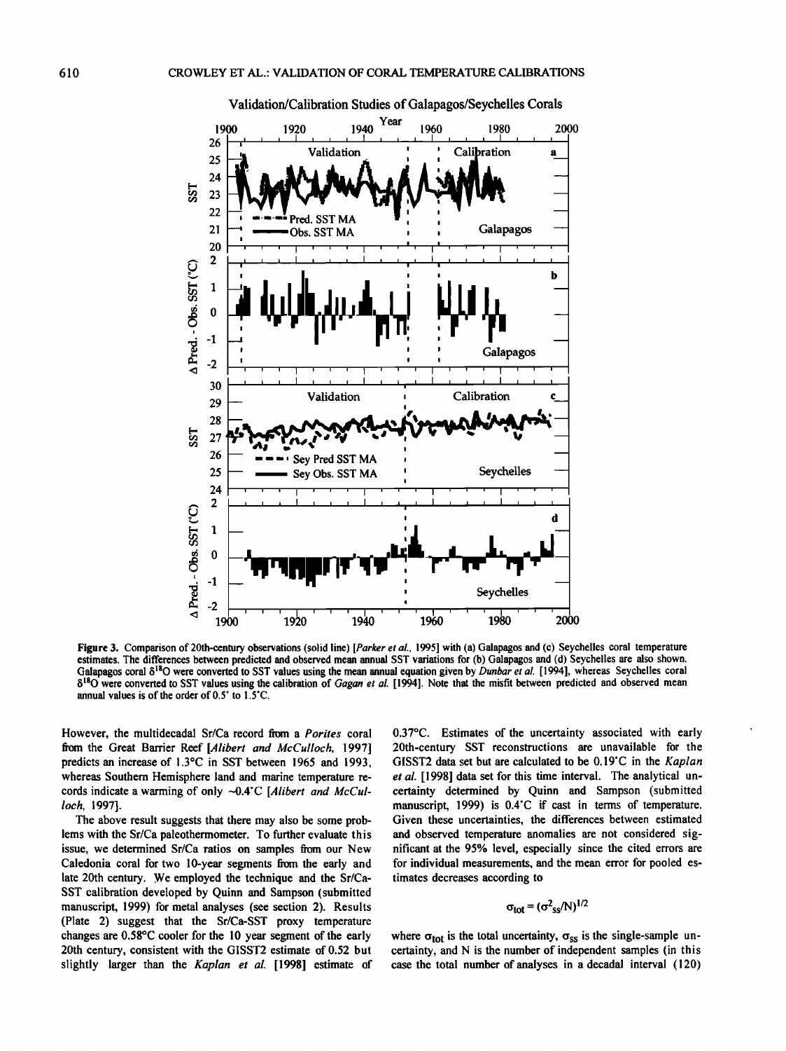Figure 3. Comparison of 20th-century observations (solid line) [*Parker et al.*, 1995] with (a) Galapagos and (c) Seychelles coral temperature estimates. The differences between predicted and observed mean annual SST variations for (b) Galapagos and (d) Seychelles are also shown. Galapagos coral $\delta^{18}O$ were converted to SST values using the mean annual equation given by *Dunbar et al.* [1994], whereas Seychelles coral $\delta^{18}O$ were converted to SST values using the calibration of *Gagan et al.* [1994]. Note that the misfit between predicted and observed mean annual values is of the order of 0.5° to 1.5°C.

However, the multidecadal Sr/Ca record from a *Porites* coral from the Great Barrier Reef [*Alibert and McCulloch*, 1997] predicts an increase of 1.3°C in SST between 1965 and 1993, whereas Southern Hemisphere land and marine temperature records indicate a warming of only ~0.4°C [*Alibert and McCulloch*, 1997].

The above result suggests that there may also be some problems with the Sr/Ca paleothermometer. To further evaluate this issue, we determined Sr/Ca ratios on samples from our New Caledonia coral for two 10-year segments from the early and late 20th century. We employed the technique and the Sr/Ca-SST calibration developed by Quinn and Sampson (submitted manuscript, 1999) for metal analyses (see section 2). Results (Plate 2) suggest that the Sr/Ca-SST proxy temperature changes are 0.58°C cooler for the 10 year segment of the early 20th century, consistent with the GISST2 estimate of 0.52 but slightly larger than the *Kaplan et al.* [1998] estimate of 0.37°C. Estimates of the uncertainty associated with early 20th-century SST reconstructions are unavailable for the GISST2 data set but are calculated to be 0.19°C in the *Kaplan et al.* [1998] data set for this time interval. The analytical uncertainty determined by Quinn and Sampson (submitted manuscript, 1999) is 0.4°C if cast in terms of temperature. Given these uncertainties, the differences between estimated and observed temperature anomalies are not considered significant at the 95% level, especially since the cited errors are for individual measurements, and the mean error for pooled estimates decreases according to

$$\sigma_{tot} = (\sigma^2_{ss}/N)^{1/2}$$

where $\sigma_{tot}$ is the total uncertainty, $\sigma_{ss}$ is the single-sample uncertainty, and N is the number of independent samples (in this case the total number of analyses in a decadal interval (120)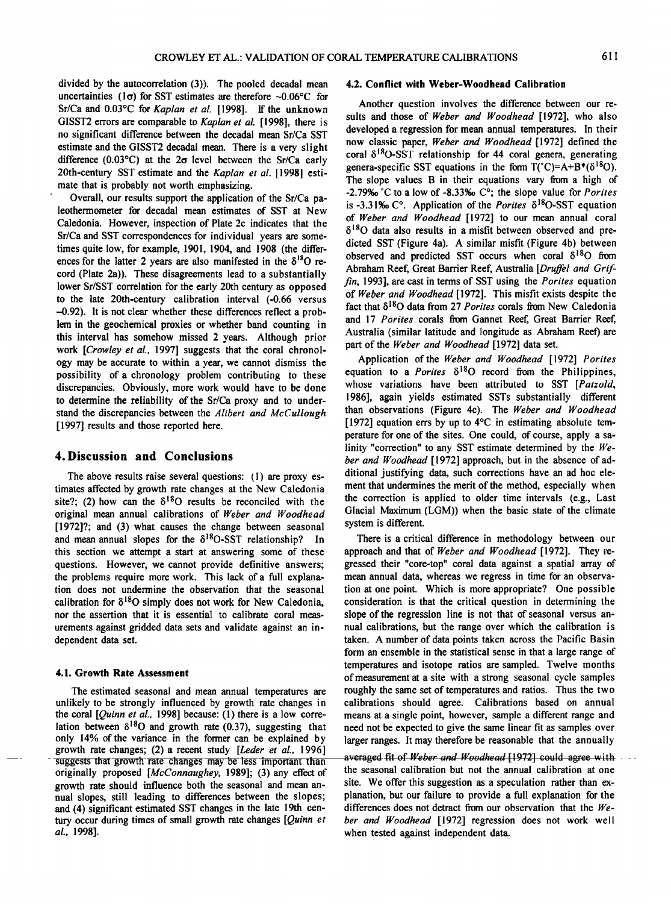divided by the autocorrelation (3)). The pooled decadal mean uncertainties (1σ) for SST estimates are therefore ~0.06°C for Sr/Ca and 0.03°C for *Kaplan et al.* [1998]. If the unknown GISST2 errors are comparable to *Kaplan et al.* [1998], there is no significant difference between the decadal mean Sr/Ca SST estimate and the GISST2 decadal mean. There is a very slight difference (0.03°C) at the 2σ level between the Sr/Ca early 20th-century SST estimate and the *Kaplan et al.* [1998] estimate that is probably not worth emphasizing.

Overall, our results support the application of the Sr/Ca paleothermometer for decadal mean estimates of SST at New Caledonia. However, inspection of Plate 2c indicates that the Sr/Ca and SST correspondences for individual years are sometimes quite low, for example, 1901, 1904, and 1908 (the differences for the latter 2 years are also manifested in the $\delta^{18}O$ record (Plate 2a)). These disagreements lead to a substantially lower Sr/SST correlation for the early 20th century as opposed to the late 20th-century calibration interval (-0.66 versus -0.92). It is not clear whether these differences reflect a problem in the geochemical proxies or whether band counting in this interval has somehow missed 2 years. Although prior work [*Crowley et al.*, 1997] suggests that the coral chronology may be accurate to within a year, we cannot dismiss the possibility of a chronology problem contributing to these discrepancies. Obviously, more work would have to be done to determine the reliability of the Sr/Ca proxy and to understand the discrepancies between the *Alibert and McCullough* [1997] results and those reported here.

## 4. Discussion and Conclusions

The above results raise several questions: (1) are proxy estimates affected by growth rate changes at the New Caledonia site?; (2) how can the $\delta^{18}O$ results be reconciled with the original mean annual calibrations of *Weber and Woodhead* [1972]?; and (3) what causes the change between seasonal and mean annual slopes for the $\delta^{18}O$-SST relationship? In this section we attempt a start at answering some of these questions. However, we cannot provide definitive answers; the problems require more work. This lack of a full explanation does not undermine the observation that the seasonal calibration for $\delta^{18}O$ simply does not work for New Caledonia, nor the assertion that it is essential to calibrate coral measurements against gridded data sets and validate against an independent data set.

### 4.1. Growth Rate Assessment

The estimated seasonal and mean annual temperatures are unlikely to be strongly influenced by growth rate changes in the coral [*Quinn et al.*, 1998] because: (1) there is a low correlation between $\delta^{18}O$ and growth rate (0.37), suggesting that only 14% of the variance in the former can be explained by growth rate changes; (2) a recent study [*Leder et al.*, 1996] suggests that growth rate changes may be less important than originally proposed [*McConnaughey*, 1989]; (3) any effect of growth rate should influence both the seasonal and mean annual slopes, still leading to differences between the slopes; and (4) significant estimated SST changes in the late 19th century occur during times of small growth rate changes [*Quinn et al.*, 1998].

### 4.2. Conflict with Weber-Woodhead Calibration

Another question involves the difference between our results and those of *Weber and Woodhead* [1972], who also developed a regression for mean annual temperatures. In their now classic paper, *Weber and Woodhead* [1972] defined the coral $\delta^{18}O$-SST relationship for 44 coral genera, generating genera-specific SST equations in the form $T(°C)=A+B*(\delta^{18}O)$. The slope values B in their equations vary from a high of -2.79‰ °C to a low of -8.33‰ C°; the slope value for *Porites* is -3.31‰ C°. Application of the *Porites* $\delta^{18}O$-SST equation of *Weber and Woodhead* [1972] to our mean annual coral $\delta^{18}O$ data also results in a misfit between observed and predicted SST (Figure 4a). A similar misfit (Figure 4b) between observed and predicted SST occurs when coral $\delta^{18}O$ from Abraham Reef, Great Barrier Reef, Australia [*Druffel and Griffin*, 1993], are cast in terms of SST using the *Porites* equation of *Weber and Woodhead* [1972]. This misfit exists despite the fact that $\delta^{18}O$ data from 27 *Porites* corals from New Caledonia and 17 *Porites* corals from Gannet Reef, Great Barrier Reef, Australia (similar latitude and longitude as Abraham Reef) are part of the *Weber and Woodhead* [1972] data set.

Application of the *Weber and Woodhead* [1972] *Porites* equation to a *Porites* $\delta^{18}O$ record from the Philippines, whose variations have been attributed to SST [*Patzold*, 1986], again yields estimated SSTs substantially different than observations (Figure 4c). The *Weber and Woodhead* [1972] equation errs by up to 4°C in estimating absolute temperature for one of the sites. One could, of course, apply a salinity "correction" to any SST estimate determined by the *Weber and Woodhead* [1972] approach, but in the absence of additional justifying data, such corrections have an ad hoc element that undermines the merit of the method, especially when the correction is applied to older time intervals (e.g., Last Glacial Maximum (LGM)) when the basic state of the climate system is different.

There is a critical difference in methodology between our approach and that of *Weber and Woodhead* [1972]. They regressed their "core-top" coral data against a spatial array of mean annual data, whereas we regress in time for an observation at one point. Which is more appropriate? One possible consideration is that the critical question in determining the slope of the regression line is not that of seasonal versus annual calibrations, but the range over which the calibration is taken. A number of data points taken across the Pacific Basin form an ensemble in the statistical sense in that a large range of temperatures and isotope ratios are sampled. Twelve months of measurement at a site with a strong seasonal cycle samples roughly the same set of temperatures and ratios. Thus the two calibrations should agree. Calibrations based on annual means at a single point, however, sample a different range and need not be expected to give the same linear fit as samples over larger ranges. It may therefore be reasonable that the annually averaged fit of *Weber and Woodhead* [1972] could agree with the seasonal calibration but not the annual calibration at one site. We offer this suggestion as a speculation rather than explanation, but our failure to provide a full explanation for the differences does not detract from our observation that the *Weber and Woodhead* [1972] regression does not work well when tested against independent data.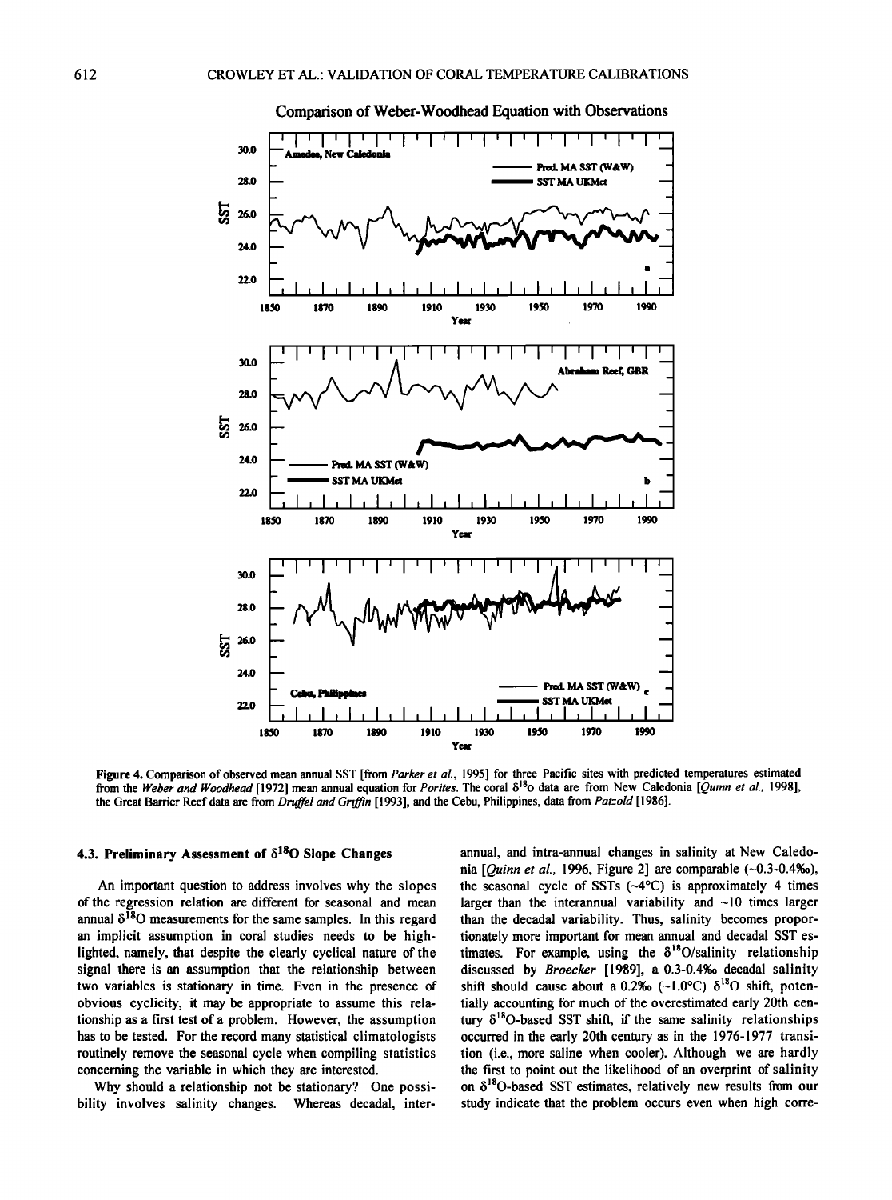Comparison of Weber-Woodhead Equation with Observations

**Figure 4.** Comparison of observed mean annual SST [from *Parker et al.*, 1995] for three Pacific sites with predicted temperatures estimated from the *Weber and Woodhead* [1972] mean annual equation for *Porites*. The coral $\delta^{18}O$ data are from New Caledonia [*Quinn et al.*, 1998], the Great Barrier Reef data are from *Druffel and Griffin* [1993], and the Cebu, Philippines, data from *Patzold* [1986].

### 4.3. Preliminary Assessment of $\delta^{18}O$ Slope Changes

An important question to address involves why the slopes of the regression relation are different for seasonal and mean annual $\delta^{18}O$ measurements for the same samples. In this regard an implicit assumption in coral studies needs to be highlighted, namely, that despite the clearly cyclical nature of the signal there is an assumption that the relationship between two variables is stationary in time. Even in the presence of obvious cyclicity, it may be appropriate to assume this relationship as a first test of a problem. However, the assumption has to be tested. For the record many statistical climatologists routinely remove the seasonal cycle when compiling statistics concerning the variable in which they are interested.

Why should a relationship not be stationary? One possibility involves salinity changes. Whereas decadal, interannual, and intra-annual changes in salinity at New Caledonia [*Quinn et al.*, 1996, Figure 2] are comparable (~0.3-0.4‰), the seasonal cycle of SSTs (~4°C) is approximately 4 times larger than the interannual variability and ~10 times larger than the decadal variability. Thus, salinity becomes proportionately more important for mean annual and decadal SST estimates. For example, using the $\delta^{18}O$/salinity relationship discussed by *Broecker* [1989], a 0.3-0.4‰ decadal salinity shift should cause about a 0.2‰ (~1.0°C) $\delta^{18}O$ shift, potentially accounting for much of the overestimated early 20th century $\delta^{18}O$-based SST shift, if the same salinity relationships occurred in the early 20th century as in the 1976-1977 transition (i.e., more saline when cooler). Although we are hardly the first to point out the likelihood of an overprint of salinity on $\delta^{18}O$-based SST estimates, relatively new results from our study indicate that the problem occurs even when high corre-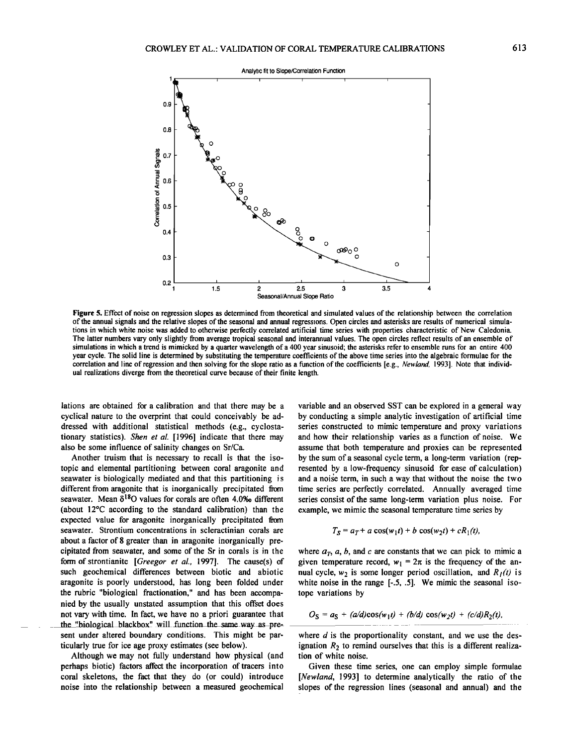Figure 5. Effect of noise on regression slopes as determined from theoretical and simulated values of the relationship between the correlation of the annual signals and the relative slopes of the seasonal and annual regressions. Open circles and asterisks are results of numerical simulations in which white noise was added to otherwise perfectly correlated artificial time series with properties characteristic of New Caledonia. The latter numbers vary only slightly from average tropical seasonal and interannual values. The open circles reflect results of an ensemble of simulations in which a trend is mimicked by a quarter wavelength of a 400 year sinusoid; the asterisks refer to ensemble runs for an entire 400 year cycle. The solid line is determined by substituting the temperature coefficients of the above time series into the algebraic formulae for the correlation and line of regression and then solving for the slope ratio as a function of the coefficients [e.g., *Newland*, 1993]. Note that individual realizations diverge from the theoretical curve because of their finite length.

lations are obtained for a calibration and that there may be a cyclical nature to the overprint that could conceivably be addressed with additional statistical methods (e.g., cyclostationary statistics). *Shen et al.* [1996] indicate that there may also be some influence of salinity changes on Sr/Ca.

Another truism that is necessary to recall is that the isotopic and elemental partitioning between coral aragonite and seawater is biologically mediated and that this partitioning is different from aragonite that is inorganically precipitated from seawater. Mean $\delta^{18}O$ values for corals are often 4.0‰ different (about 12°C according to the standard calibration) than the expected value for aragonite inorganically precipitated from seawater. Strontium concentrations in scleractinian corals are about a factor of 8 greater than in aragonite inorganically precipitated from seawater, and some of the Sr in corals is in the form of strontianite [*Greegor et al.*, 1997]. The cause(s) of such geochemical differences between biotic and abiotic aragonite is poorly understood, has long been folded under the rubric "biological fractionation," and has been accompanied by the usually unstated assumption that this offset does not vary with time. In fact, we have no a priori guarantee that the "biological blackbox" will function the same way as present under altered boundary conditions. This might be particularly true for ice age proxy estimates (see below).

Although we may not fully understand how physical (and perhaps biotic) factors affect the incorporation of tracers into coral skeletons, the fact that they do (or could) introduce noise into the relationship between a measured geochemical variable and an observed SST can be explored in a general way by conducting a simple analytic investigation of artificial time series constructed to mimic temperature and proxy variations and how their relationship varies as a function of noise. We assume that both temperature and proxies can be represented by the sum of a seasonal cycle term, a long-term variation (represented by a low-frequency sinusoid for ease of calculation) and a noise term, in such a way that without the noise the two time series are perfectly correlated. Annually averaged time series consist of the same long-term variation plus noise. For example, we mimic the seasonal temperature time series by

$$T_S = a_T + a\cos(w_1 t) + b\cos(w_2 t) + cR_1(t),$$

where $a_T$, $a$, $b$, and $c$ are constants that we can pick to mimic a given temperature record, $w_1 = 2\pi$ is the frequency of the annual cycle, $w_2$ is some longer period oscillation, and $R_1(t)$ is white noise in the range [-.5, .5]. We mimic the seasonal isotope variations by

$$O_S = a_S + (a/d)\cos(w_1 t) + (b/d)\cos(w_2 t) + (c/d)R_2(t),$$

where $d$ is the proportionality constant, and we use the designation $R_2$ to remind ourselves that this is a different realization of white noise.

Given these time series, one can employ simple formulae [*Newland*, 1993] to determine analytically the ratio of the slopes of the regression lines (seasonal and annual) and the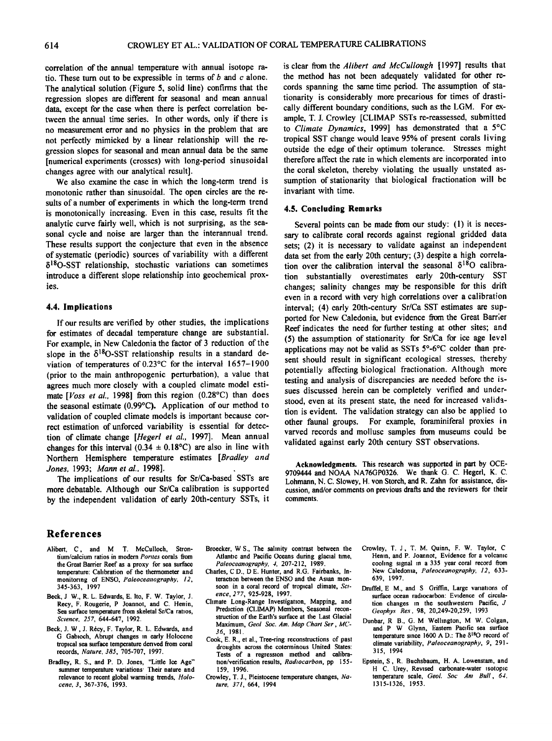correlation of the annual temperature with annual isotope ratio. These turn out to be expressible in terms of $b$ and $c$ alone. The analytical solution (Figure 5, solid line) confirms that the regression slopes are different for seasonal and mean annual data, except for the case when there is perfect correlation between the annual time series. In other words, only if there is no measurement error and no physics in the problem that are not perfectly mimicked by a linear relationship will the regression slopes for seasonal and mean annual data be the same [numerical experiments (crosses) with long-period sinusoidal changes agree with our analytical result].

We also examine the case in which the long-term trend is monotonic rather than sinusoidal. The open circles are the results of a number of experiments in which the long-term trend is monotonically increasing. Even in this case, results fit the analytic curve fairly well, which is not surprising, as the seasonal cycle and noise are larger than the interannual trend. These results support the conjecture that even in the absence of systematic (periodic) sources of variability with a different $\delta^{18}O$-SST relationship, stochastic variations can sometimes introduce a different slope relationship into geochemical proxies.

### 4.4. Implications

If our results are verified by other studies, the implications for estimates of decadal temperature change are substantial. For example, in New Caledonia the factor of 3 reduction of the slope in the $\delta^{18}O$-SST relationship results in a standard deviation of temperatures of 0.23°C for the interval 1657–1900 (prior to the main anthropogenic perturbation), a value that agrees much more closely with a coupled climate model estimate [*Voss et al.,* 1998] from this region (0.28°C) than does the seasonal estimate (0.99°C). Application of our method to validation of coupled climate models is important because correct estimation of unforced variability is essential for detection of climate change [*Hegerl et al.,* 1997]. Mean annual changes for this interval (0.34 ± 0.18°C) are also in line with Northern Hemisphere temperature estimates [*Bradley and Jones,* 1993; *Mann et al.,* 1998].

The implications of our results for Sr/Ca-based SSTs are more debatable. Although our Sr/Ca calibration is supported by the independent validation of early 20th-century SSTs, it is clear from the *Alibert and McCullough* [1997] results that the method has not been adequately validated for other records spanning the same time period. The assumption of stationarity is considerably more precarious for times of drastically different boundary conditions, such as the LGM. For example, T. J. Crowley [CLIMAP SSTs re-reassessed, submitted to *Climate Dynamics,* 1999] has demonstrated that a 5°C tropical SST change would leave 95% of present corals living outside the edge of their optimum tolerance. Stresses might therefore affect the rate in which elements are incorporated into the coral skeleton, thereby violating the usually unstated assumption of stationarity that biological fractionation will be invariant with time.

### 4.5. Concluding Remarks

Several points can be made from our study: (1) it is necessary to calibrate coral records against regional gridded data sets; (2) it is necessary to validate against an independent data set from the early 20th century; (3) despite a high correlation over the calibration interval the seasonal $\delta^{18}O$ calibration substantially overestimates early 20th-century SST changes; salinity changes may be responsible for this drift even in a record with very high correlations over a calibration interval; (4) early 20th-century Sr/Ca SST estimates are supported for New Caledonia, but evidence from the Great Barrier Reef indicates the need for further testing at other sites; and (5) the assumption of stationarity for Sr/Ca for ice age level applications may not be valid as SSTs 5°-6°C colder than present should result in significant ecological stresses, thereby potentially affecting biological fractionation. Although more testing and analysis of discrepancies are needed before the issues discussed herein can be completely verified and understood, even at its present state, the need for increased validation is evident. The validation strategy can also be applied to other faunal groups. For example, foraminiferal proxies in varved records and mollusc samples from museums could be validated against early 20th century SST observations.

**Acknowledgments.** This research was supported in part by OCE-9709444 and NOAA NA76GP0326. We thank G. C. Hegerl, K. C. Lohmann, N. C. Slowey, H. von Storch, and R. Zahn for assistance, discussion, and/or comments on previous drafts and the reviewers for their comments.

## References

Alibert, C., and M. T. McCulloch, Strontium/calcium ratios in modern *Porites* corals from the Great Barrier Reef as a proxy for sea surface temperature: Calibration of the thermometer and monitoring of ENSO, *Paleoceanography, 12,* 345-363, 1997.

Beck, J. W., R. L. Edwards, E. Ito, F. W. Taylor, J. Recy, F. Rougerie, P. Joannot, and C. Henin, Sea surface temperature from skeletal Sr/Ca ratios, *Science, 257,* 644-647, 1992.

Beck, J. W., J. Récy, F. Taylor, R. L. Edwards, and G. Gabioch, Abrupt changes in early Holocene tropical sea surface temperature derived from coral records, *Nature, 385,* 705-707, 1997.

Bradley, R. S., and P. D. Jones, "Little Ice Age" summer temperature variations: Their nature and relevance to recent global warming trends, *Holocene, 3,* 367-376, 1993.

Broecker, W. S., The salinity contrast between the Atlantic and Pacific Oceans during glacial time, *Paleoceanography, 4,* 207-212, 1989.

Charles, C. D., D. E. Hunter, and R.G. Fairbanks, Interaction between the ENSO and the Asian monsoon in a coral record of tropical climate, *Science, 277,* 925-928, 1997.

Climate Long-Range Investigation, Mapping, and Prediction (CLIMAP) Members, Seasonal reconstruction of the Earth's surface at the Last Glacial Maximum, *Geol. Soc. Am. Map Chart Ser., MC-36,* 1981.

Cook, E. R., et al., Tree-ring reconstructions of past droughts across the coterminous United States: Tests of a regression method and calibration/verification results, *Radiocarbon,* pp. 155-159, 1996.

Crowley, T. J., Pleistocene temperature changes, *Nature, 371,* 664, 1994.

Crowley, T. J., T. M. Quinn, F. W. Taylor, C. Henin, and P. Joannot, Evidence for a volcanic cooling signal in a 335 year coral record from New Caledonia, *Paleoceanography, 12,* 633-639, 1997.

Druffel, E. M., and S. Griffin, Large variations of surface ocean radiocarbon: Evidence of circulation changes in the southwestern Pacific, *J. Geophys. Res.,* 98, 20,249-20,259, 1993.

Dunbar, R. B., G. M. Wellington, M. W. Colgan, and P. W. Glynn, Eastern Pacific sea surface temperature since 1600 A.D.: The $\delta^{18}O$ record of climate variability, *Paleoceanography, 9,* 291-315, 1994.

Epstein, S., R. Buchsbaum, H. A. Lowenstam, and H. C. Urey, Revised carbonate-water isotopic temperature scale, *Geol. Soc. Am. Bull., 64,* 1315-1326, 1953.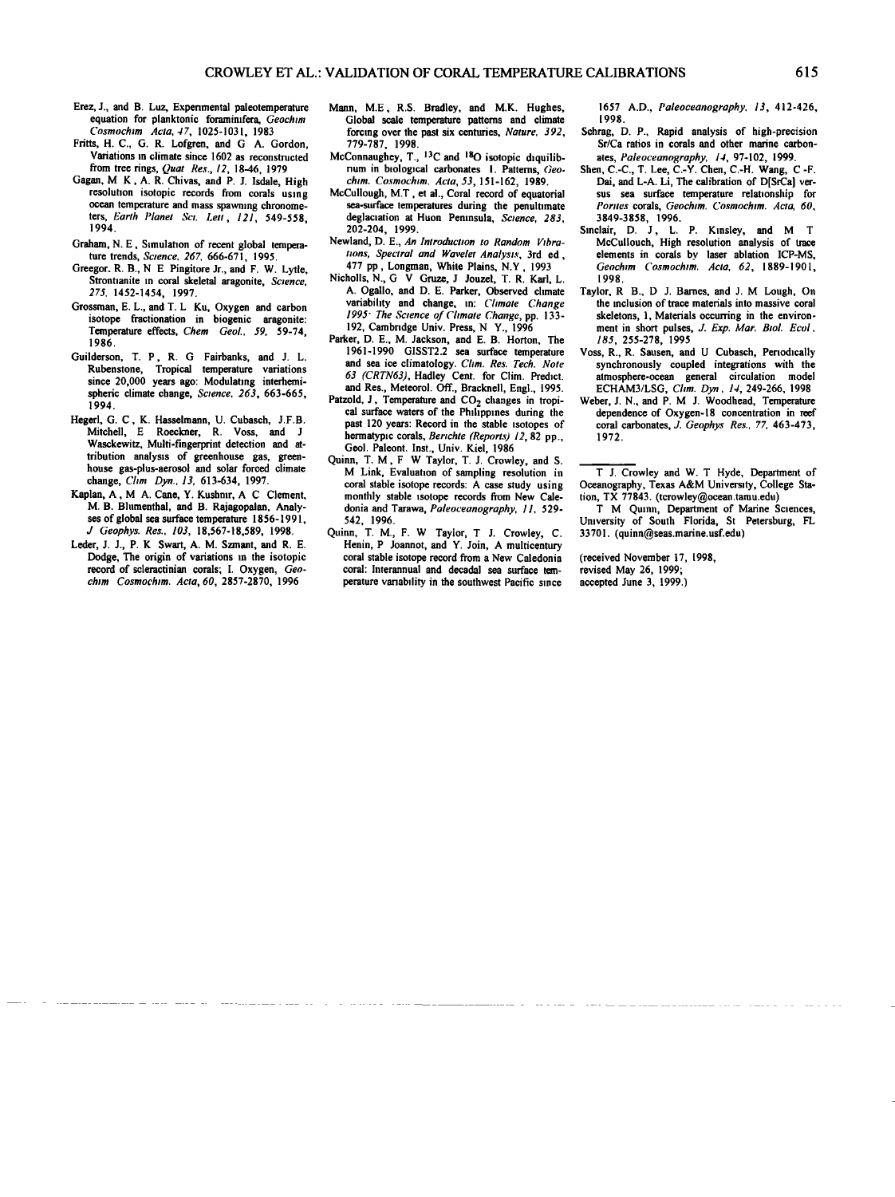Erez, J., and B. Luz, Experimental paleotemperature equation for planktonic foraminifera, *Geochim Cosmochim Acta*, *47*, 1025-1031, 1983

Fritts, H. C., G. R. Lofgren, and G. A. Gordon, Variations in climate since 1602 as reconstructed from tree rings, *Quat Res.*, *12*, 18-46, 1979

Gagan, M. K., A. R. Chivas, and P. J. Isdale, High resolution isotopic records from corals using ocean temperature and mass spawning chronometers, *Earth Planet Sci. Lett*, *121*, 549-558, 1994.

Graham, N. E., Simulation of recent global temperature trends, *Science*, *267*, 666-671, 1995.

Greegor, R. B., N. E. Pingitore Jr., and F. W. Lytle, Strontianite in coral skeletal aragonite, *Science*, *275*, 1452-1454, 1997.

Grossman, E. L., and T. L. Ku, Oxygen and carbon isotope fractionation in biogenic aragonite: Temperature effects, *Chem Geol.*, *59*, 59-74, 1986.

Guilderson, T. P., R. G. Fairbanks, and J. L. Rubenstone, Tropical temperature variations since 20,000 years ago: Modulating interhemispheric climate change, *Science*, *263*, 663-665, 1994.

Hegerl, G. C., K. Hasselmann, U. Cubasch, J.F.B. Mitchell, E. Roeckner, R. Voss, and J. Wasckewitz, Multi-fingerprint detection and attribution analysis of greenhouse gas, greenhouse gas-plus-aerosol and solar forced climate change, *Clim Dyn.*, *13*, 613-634, 1997.

Kaplan, A., M. A. Cane, Y. Kushnir, A. C. Clement, M. B. Blumenthal, and B. Rajagopalan, Analyses of global sea surface temperature 1856-1991, *J Geophys. Res.*, *103*, 18,567-18,589, 1998.

Leder, J. J., P. K. Swart, A. M. Szmant, and R. E. Dodge, The origin of variations in the isotopic record of scleractinian corals; I. Oxygen, *Geochim Cosmochim. Acta*, *60*, 2857-2870, 1996

Mann, M.E., R.S. Bradley, and M.K. Hughes, Global scale temperature patterns and climate forcing over the past six centuries, *Nature*, *392*, 779-787, 1998.

McConnaughey, T., $^{13}C$ and $^{18}O$ isotopic disequilibrium in biological carbonates I. Patterns, *Geochim. Cosmochim. Acta*, *53*, 151-162, 1989.

McCullough, M.T., et al., Coral record of equatorial sea-surface temperatures during the penultimate deglaciation at Huon Peninsula, *Science*, *283*, 202-204, 1999.

Newland, D. E., *An Introduction to Random Vibrations, Spectral and Wavelet Analysis*, 3rd ed., 477 pp., Longman, White Plains, N.Y., 1993

Nicholls, N., G. V. Gruze, J. Jouzel, T. R. Karl, L. A. Ogallo, and D. E. Parker, Observed climate variability and change, in: *Climate Change 1995: The Science of Climate Change*, pp. 133-192, Cambridge Univ. Press, N. Y., 1996

Parker, D. E., M. Jackson, and E. B. Horton, The 1961-1990 GISST2.2 sea surface temperature and sea ice climatology. *Clim. Res. Tech. Note 63 (CRTN63)*, Hadley Cent. for Clim. Predict. and Res., Meteorol. Off., Bracknell, Engl., 1995.

Patzold, J., Temperature and $CO_2$ changes in tropical surface waters of the Philippines during the past 120 years: Record in the stable isotopes of hermatypic corals, *Berichte (Reports) 12*, 82 pp., Geol. Paleont. Inst., Univ. Kiel, 1986

Quinn, T. M., F. W. Taylor, T. J. Crowley, and S. M. Link, Evaluation of sampling resolution in coral stable isotope records: A case study using monthly stable isotope records from New Caledonia and Tarawa, *Paleoceanography*, *11*, 529-542, 1996.

Quinn, T. M., F. W. Taylor, T. J. Crowley, C. Henin, P. Joannot, and Y. Join, A multicentury coral stable isotope record from a New Caledonia coral: Interannual and decadal sea surface temperature variability in the southwest Pacific since 1657 A.D., *Paleoceanography*, *13*, 412-426, 1998.

Schrag, D. P., Rapid analysis of high-precision Sr/Ca ratios in corals and other marine carbonates, *Paleoceanography*, *14*, 97-102, 1999.

Shen, C.-C., T. Lee, C.-Y. Chen, C.-H. Wang, C.-F. Dai, and L.-A. Li, The calibration of D[SrCa] versus sea surface temperature relationship for *Porites* corals, *Geochim. Cosmochim. Acta*, *60*, 3849-3858, 1996.

Sinclair, D. J., L. P. Kinsley, and M. T. McCullouch, High resolution analysis of trace elements in corals by laser ablation ICP-MS, *Geochim Cosmochim. Acta*, *62*, 1889-1901, 1998.

Taylor, R. B., D. J. Barnes, and J. M. Lough, On the inclusion of trace materials into massive coral skeletons, 1, Materials occurring in the environment in short pulses, *J. Exp. Mar. Biol. Ecol.*, *185*, 255-278, 1995

Voss, R., R. Sausen, and U. Cubasch, Periodically synchronously coupled integrations with the atmosphere-ocean general circulation model ECHAM3/LSG, *Clim. Dyn.*, *14*, 249-266, 1998

Weber, J. N., and P. M. J. Woodhead, Temperature dependence of Oxygen-18 concentration in reef coral carbonates, *J. Geophys Res.*, *77*, 463-473, 1972.

---

T. J. Crowley and W. T. Hyde, Department of Oceanography, Texas A&M University, College Station, TX 77843. (tcrowley@ocean.tamu.edu)

T. M. Quinn, Department of Marine Sciences, University of South Florida, St. Petersburg, FL 33701. (quinn@seas.marine.usf.edu)

(received November 17, 1998,
revised May 26, 1999;
accepted June 3, 1999.)